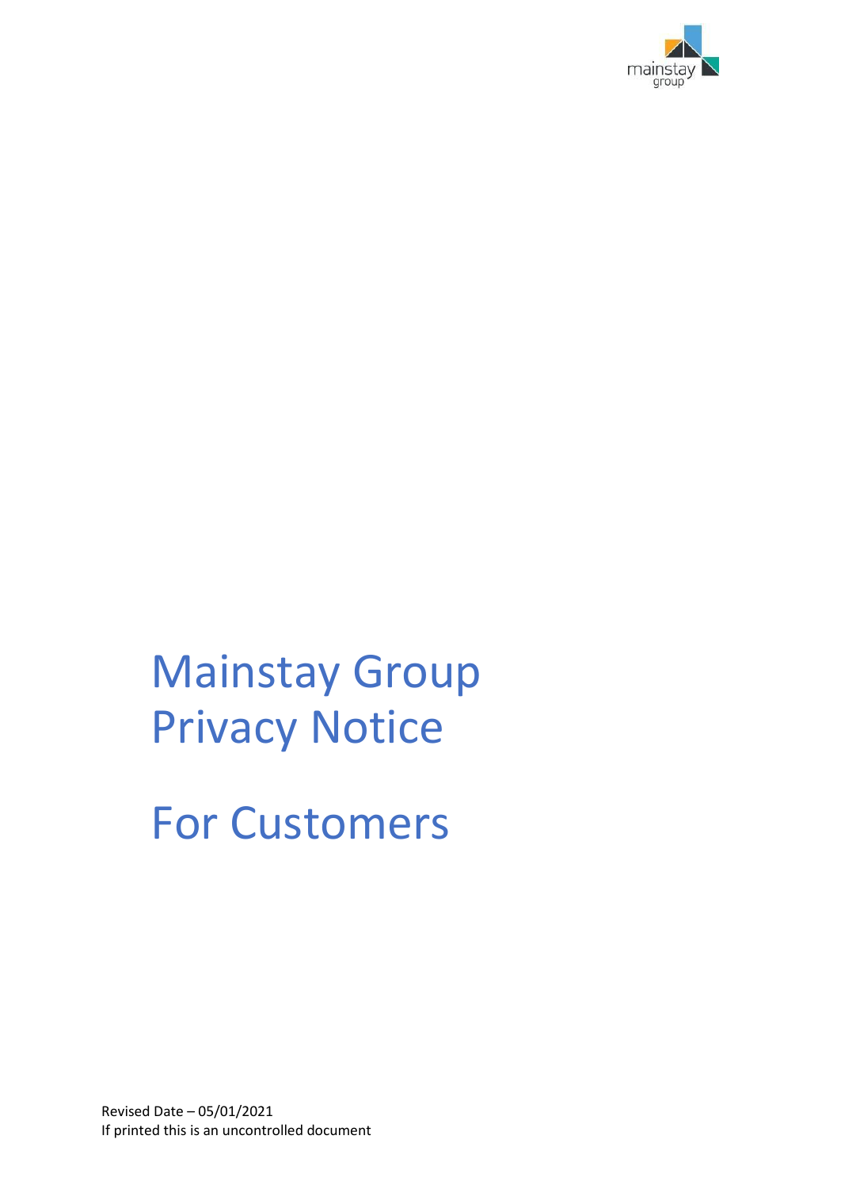mainstay group

# Mainstay Group Privacy Notice

# For Customers

Revised Date – 05/01/2021
If printed this is an uncontrolled document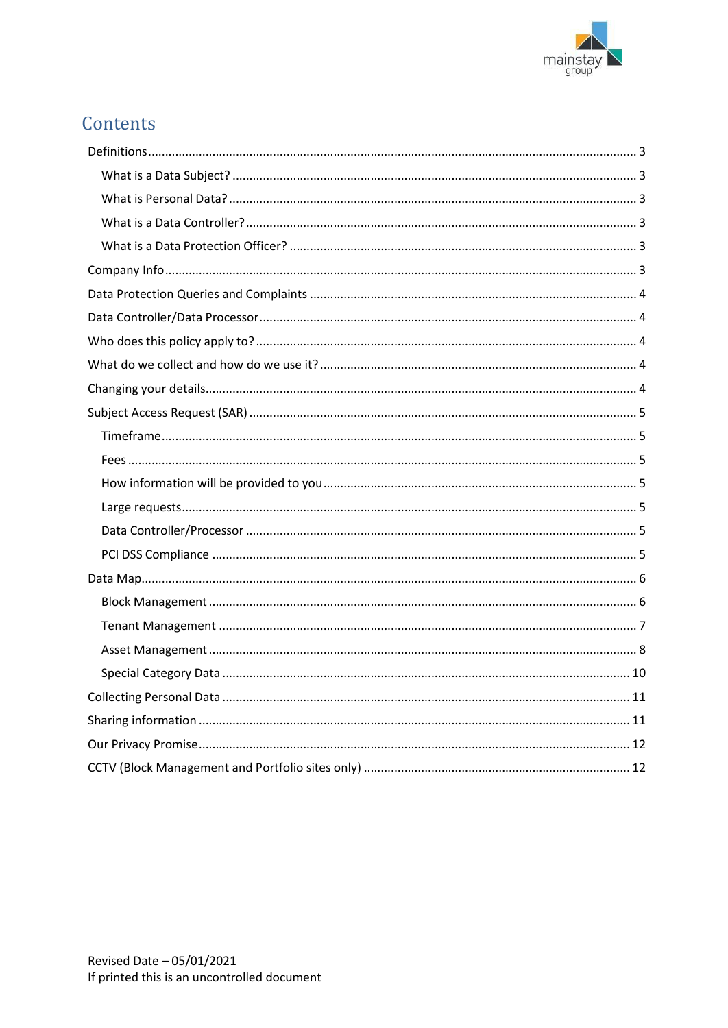# Contents

- Definitions ... 3
  - What is a Data Subject? ... 3
  - What is Personal Data? ... 3
  - What is a Data Controller? ... 3
  - What is a Data Protection Officer? ... 3
- Company Info ... 3
- Data Protection Queries and Complaints ... 4
- Data Controller/Data Processor ... 4
- Who does this policy apply to? ... 4
- What do we collect and how do we use it? ... 4
- Changing your details ... 4
- Subject Access Request (SAR) ... 5
  - Timeframe ... 5
  - Fees ... 5
  - How information will be provided to you ... 5
  - Large requests ... 5
  - Data Controller/Processor ... 5
  - PCI DSS Compliance ... 5
- Data Map ... 6
  - Block Management ... 6
  - Tenant Management ... 7
  - Asset Management ... 8
  - Special Category Data ... 10
- Collecting Personal Data ... 11
- Sharing information ... 11
- Our Privacy Promise ... 12
- CCTV (Block Management and Portfolio sites only) ... 12

Revised Date – 05/01/2021
If printed this is an uncontrolled document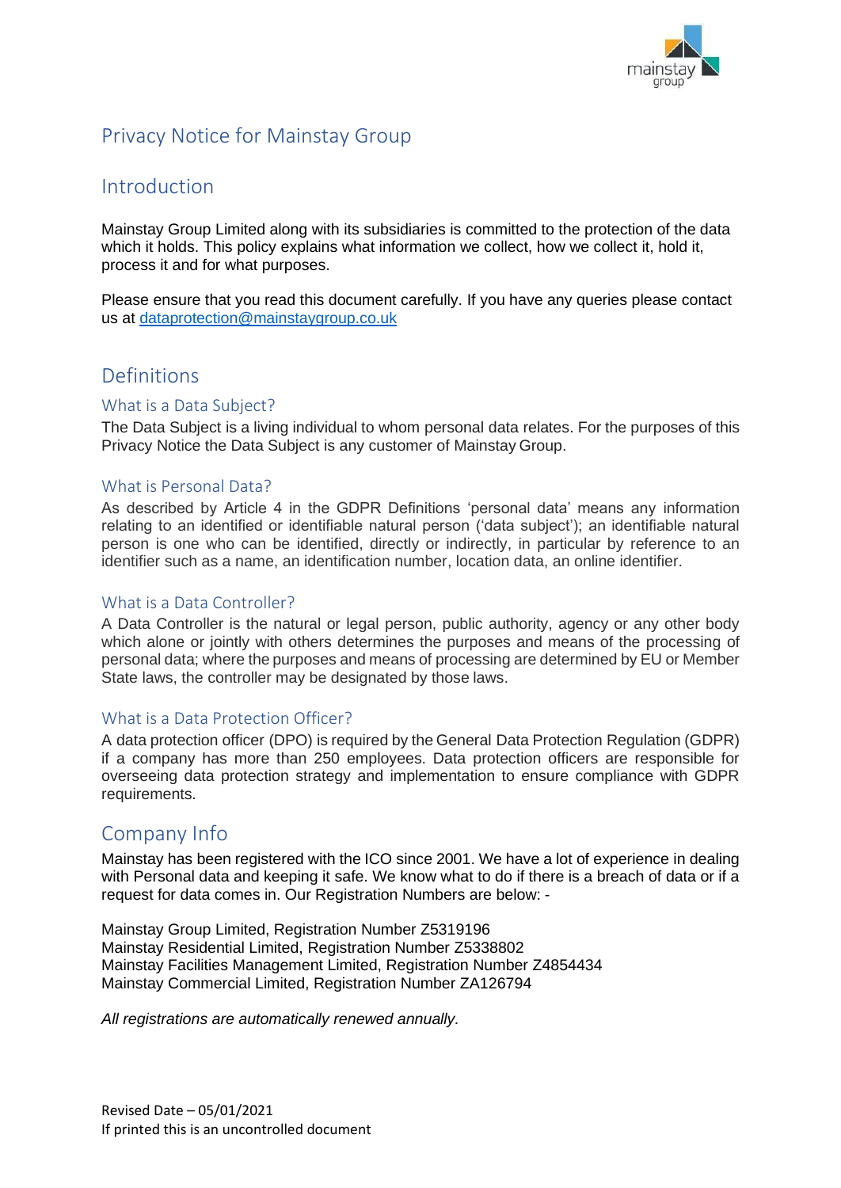# Privacy Notice for Mainstay Group

## Introduction

Mainstay Group Limited along with its subsidiaries is committed to the protection of the data which it holds. This policy explains what information we collect, how we collect it, hold it, process it and for what purposes.

Please ensure that you read this document carefully. If you have any queries please contact us at dataprotection@mainstaygroup.co.uk

## Definitions

### What is a Data Subject?

The Data Subject is a living individual to whom personal data relates. For the purposes of this Privacy Notice the Data Subject is any customer of Mainstay Group.

### What is Personal Data?

As described by Article 4 in the GDPR Definitions 'personal data' means any information relating to an identified or identifiable natural person ('data subject'); an identifiable natural person is one who can be identified, directly or indirectly, in particular by reference to an identifier such as a name, an identification number, location data, an online identifier.

### What is a Data Controller?

A Data Controller is the natural or legal person, public authority, agency or any other body which alone or jointly with others determines the purposes and means of the processing of personal data; where the purposes and means of processing are determined by EU or Member State laws, the controller may be designated by those laws.

### What is a Data Protection Officer?

A data protection officer (DPO) is required by the General Data Protection Regulation (GDPR) if a company has more than 250 employees. Data protection officers are responsible for overseeing data protection strategy and implementation to ensure compliance with GDPR requirements.

## Company Info

Mainstay has been registered with the ICO since 2001. We have a lot of experience in dealing with Personal data and keeping it safe. We know what to do if there is a breach of data or if a request for data comes in. Our Registration Numbers are below: -

Mainstay Group Limited, Registration Number Z5319196
Mainstay Residential Limited, Registration Number Z5338802
Mainstay Facilities Management Limited, Registration Number Z4854434
Mainstay Commercial Limited, Registration Number ZA126794

*All registrations are automatically renewed annually.*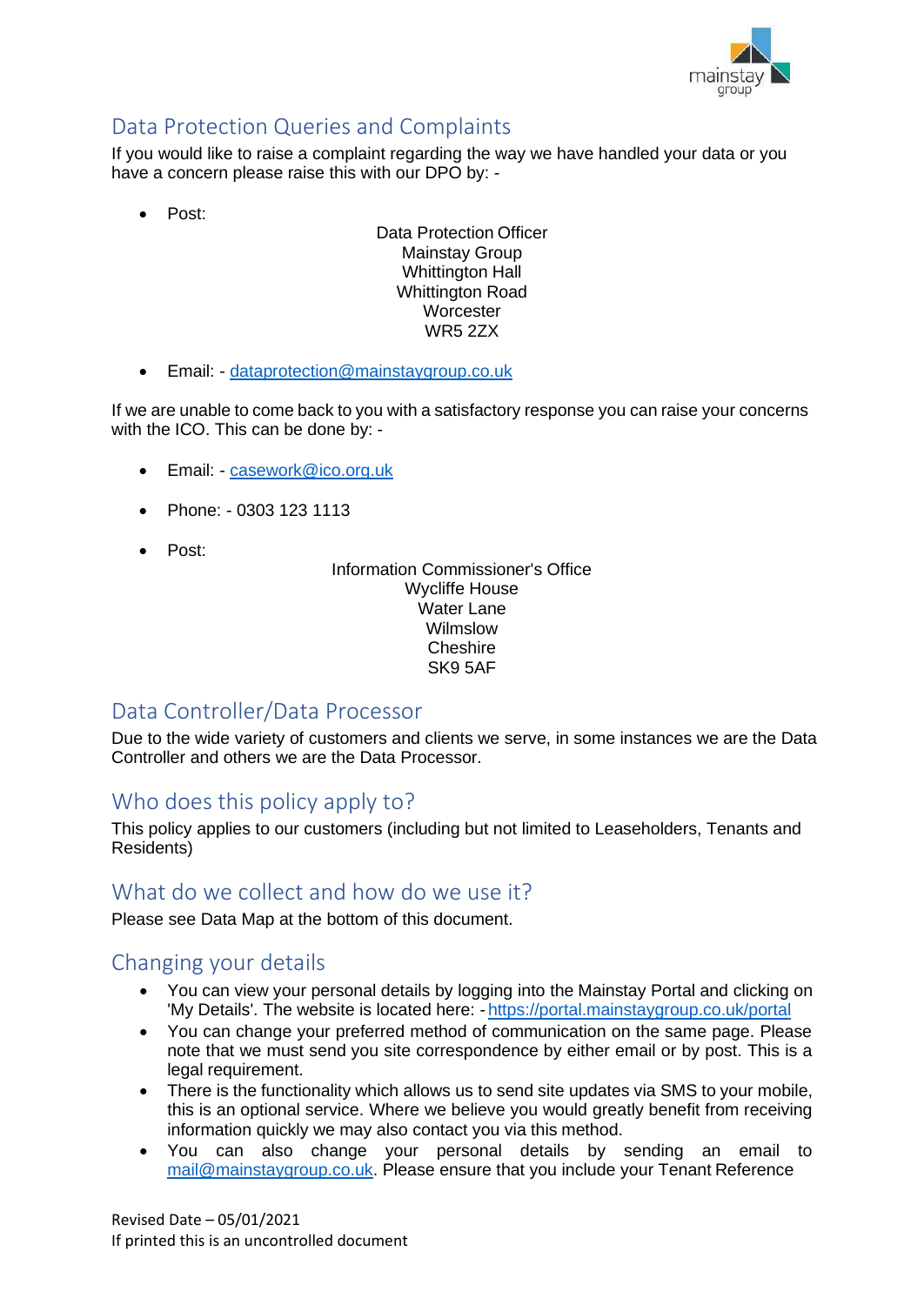## Data Protection Queries and Complaints

If you would like to raise a complaint regarding the way we have handled your data or you have a concern please raise this with our DPO by: -

- Post:

  Data Protection Officer
  Mainstay Group
  Whittington Hall
  Whittington Road
  Worcester
  WR5 2ZX

- Email: - dataprotection@mainstaygroup.co.uk

If we are unable to come back to you with a satisfactory response you can raise your concerns with the ICO. This can be done by: -

- Email: - casework@ico.org.uk
- Phone: - 0303 123 1113
- Post:

  Information Commissioner's Office
  Wycliffe House
  Water Lane
  Wilmslow
  Cheshire
  SK9 5AF

## Data Controller/Data Processor

Due to the wide variety of customers and clients we serve, in some instances we are the Data Controller and others we are the Data Processor.

## Who does this policy apply to?

This policy applies to our customers (including but not limited to Leaseholders, Tenants and Residents)

## What do we collect and how do we use it?

Please see Data Map at the bottom of this document.

## Changing your details

- You can view your personal details by logging into the Mainstay Portal and clicking on 'My Details'. The website is located here: - https://portal.mainstaygroup.co.uk/portal
- You can change your preferred method of communication on the same page. Please note that we must send you site correspondence by either email or by post. This is a legal requirement.
- There is the functionality which allows us to send site updates via SMS to your mobile, this is an optional service. Where we believe you would greatly benefit from receiving information quickly we may also contact you via this method.
- You can also change your personal details by sending an email to mail@mainstaygroup.co.uk. Please ensure that you include your Tenant Reference

Revised Date – 05/01/2021
If printed this is an uncontrolled document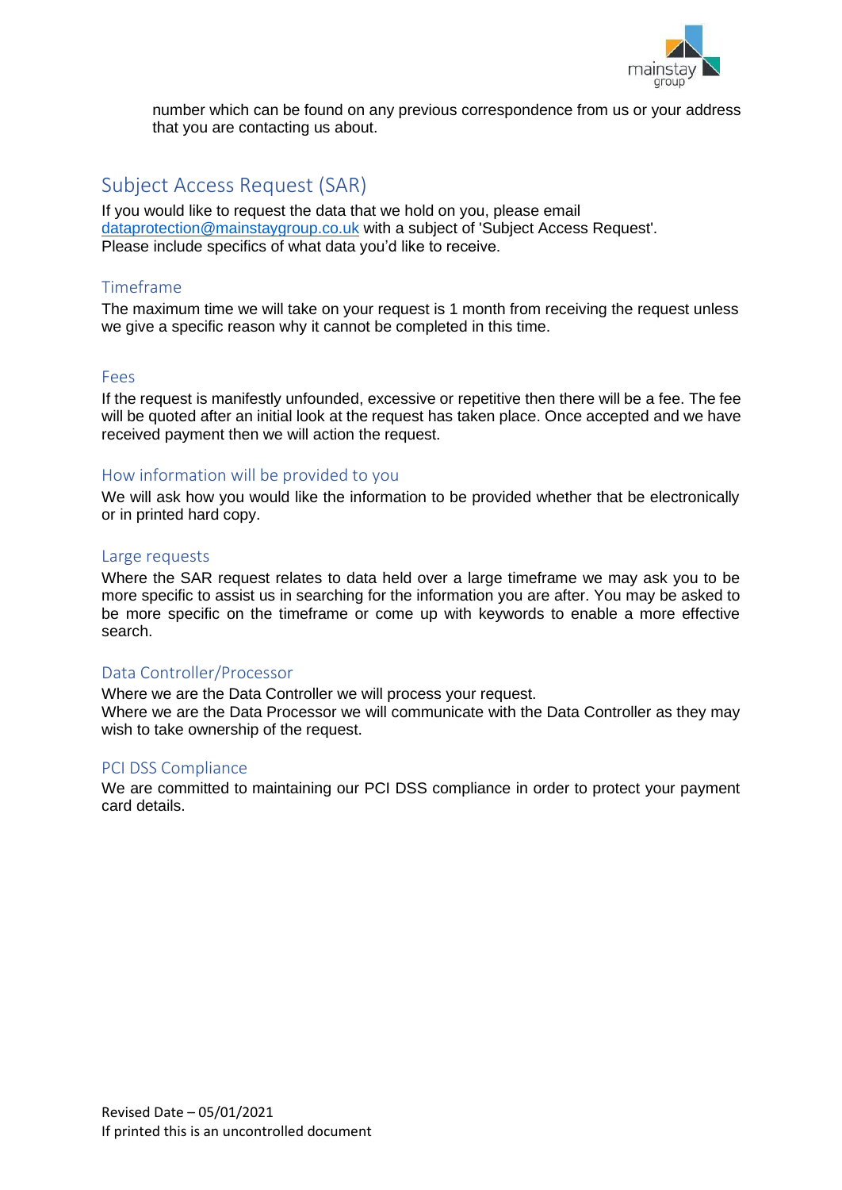number which can be found on any previous correspondence from us or your address that you are contacting us about.

## Subject Access Request (SAR)

If you would like to request the data that we hold on you, please email dataprotection@mainstaygroup.co.uk with a subject of 'Subject Access Request'. Please include specifics of what data you'd like to receive.

### Timeframe

The maximum time we will take on your request is 1 month from receiving the request unless we give a specific reason why it cannot be completed in this time.

### Fees

If the request is manifestly unfounded, excessive or repetitive then there will be a fee. The fee will be quoted after an initial look at the request has taken place. Once accepted and we have received payment then we will action the request.

### How information will be provided to you

We will ask how you would like the information to be provided whether that be electronically or in printed hard copy.

### Large requests

Where the SAR request relates to data held over a large timeframe we may ask you to be more specific to assist us in searching for the information you are after. You may be asked to be more specific on the timeframe or come up with keywords to enable a more effective search.

### Data Controller/Processor

Where we are the Data Controller we will process your request.
Where we are the Data Processor we will communicate with the Data Controller as they may wish to take ownership of the request.

### PCI DSS Compliance

We are committed to maintaining our PCI DSS compliance in order to protect your payment card details.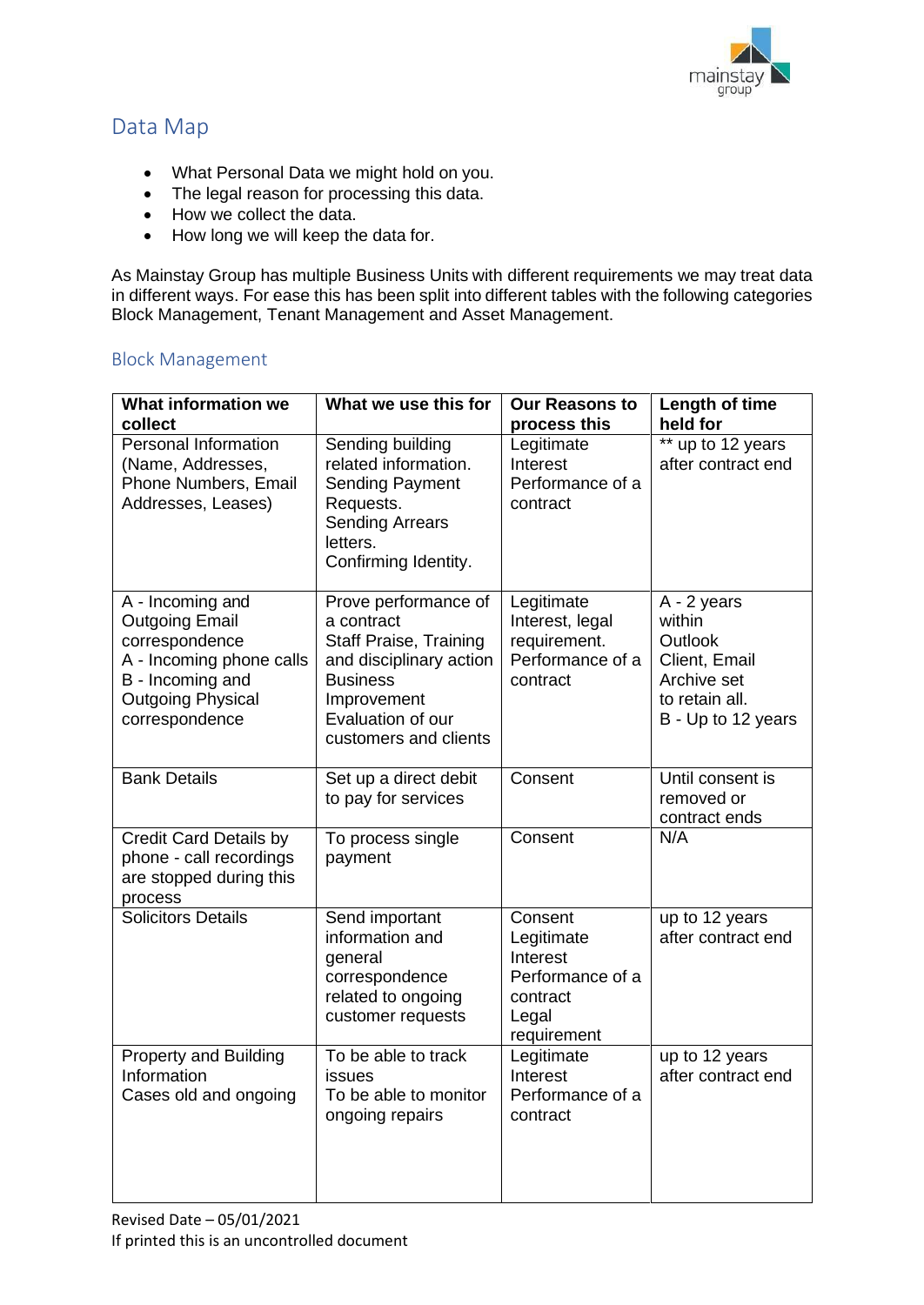## Data Map

- What Personal Data we might hold on you.
- The legal reason for processing this data.
- How we collect the data.
- How long we will keep the data for.

As Mainstay Group has multiple Business Units with different requirements we may treat data in different ways. For ease this has been split into different tables with the following categories Block Management, Tenant Management and Asset Management.

### Block Management

| What information we collect | What we use this for | Our Reasons to process this | Length of time held for |
|---|---|---|---|
| Personal Information (Name, Addresses, Phone Numbers, Email Addresses, Leases) | Sending building related information. Sending Payment Requests. Sending Arrears letters. Confirming Identity. | Legitimate Interest Performance of a contract | ** up to 12 years after contract end |
| A - Incoming and Outgoing Email correspondence A - Incoming phone calls B - Incoming and Outgoing Physical correspondence | Prove performance of a contract Staff Praise, Training and disciplinary action Business Improvement Evaluation of our customers and clients | Legitimate Interest, legal requirement. Performance of a contract | A - 2 years within Outlook Client, Email Archive set to retain all. B - Up to 12 years |
| Bank Details | Set up a direct debit to pay for services | Consent | Until consent is removed or contract ends |
| Credit Card Details by phone - call recordings are stopped during this process | To process single payment | Consent | N/A |
| Solicitors Details | Send important information and general correspondence related to ongoing customer requests | Consent Legitimate Interest Performance of a contract Legal requirement | up to 12 years after contract end |
| Property and Building Information Cases old and ongoing | To be able to track issues To be able to monitor ongoing repairs | Legitimate Interest Performance of a contract | up to 12 years after contract end |

Revised Date – 05/01/2021
If printed this is an uncontrolled document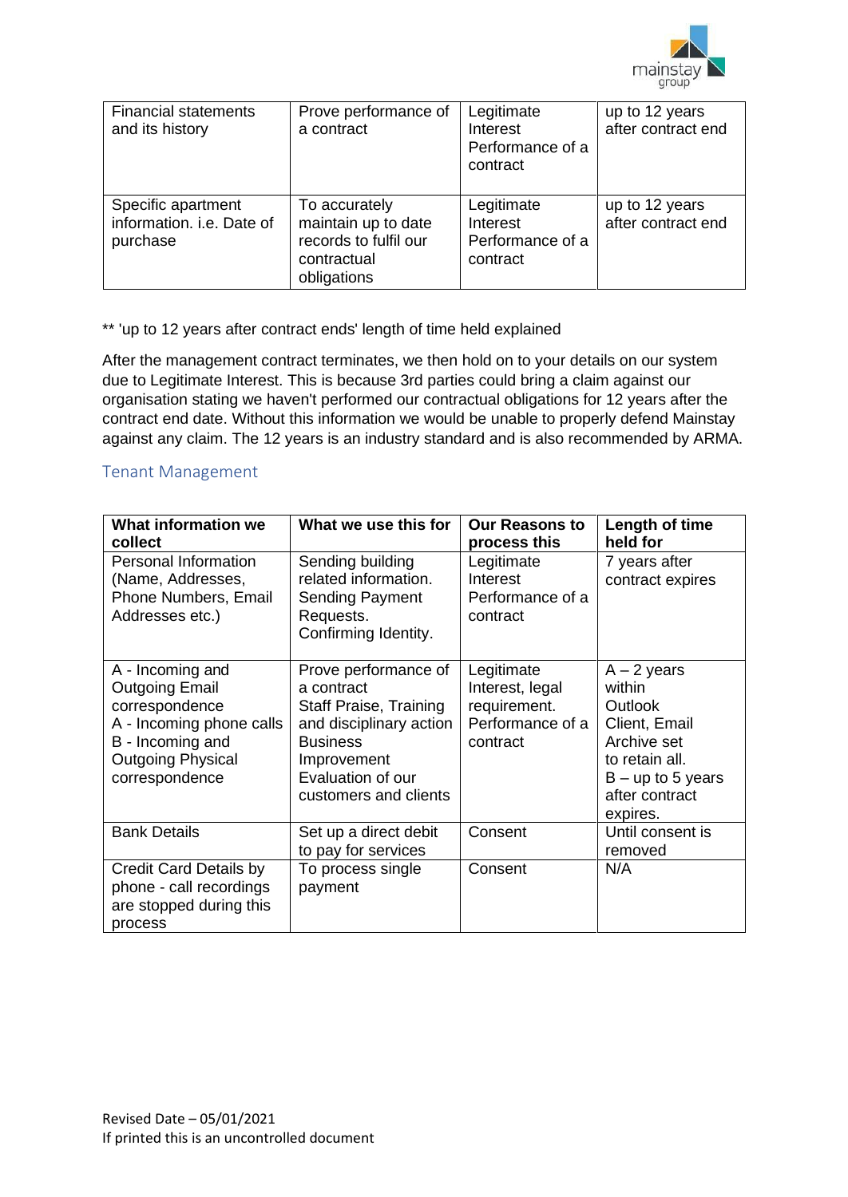| Financial statements and its history | Prove performance of a contract | Legitimate Interest Performance of a contract | up to 12 years after contract end |
|---|---|---|---|
| Specific apartment information. i.e. Date of purchase | To accurately maintain up to date records to fulfil our contractual obligations | Legitimate Interest Performance of a contract | up to 12 years after contract end |

** 'up to 12 years after contract ends' length of time held explained

After the management contract terminates, we then hold on to your details on our system due to Legitimate Interest. This is because 3rd parties could bring a claim against our organisation stating we haven't performed our contractual obligations for 12 years after the contract end date. Without this information we would be unable to properly defend Mainstay against any claim. The 12 years is an industry standard and is also recommended by ARMA.

## Tenant Management

| What information we collect | What we use this for | Our Reasons to process this | Length of time held for |
|---|---|---|---|
| Personal Information (Name, Addresses, Phone Numbers, Email Addresses etc.) | Sending building related information. Sending Payment Requests. Confirming Identity. | Legitimate Interest Performance of a contract | 7 years after contract expires |
| A - Incoming and Outgoing Email correspondence<br>A - Incoming phone calls<br>B - Incoming and Outgoing Physical correspondence | Prove performance of a contract<br>Staff Praise, Training and disciplinary action<br>Business Improvement<br>Evaluation of our customers and clients | Legitimate Interest, legal requirement. Performance of a contract | A – 2 years within Outlook Client, Email Archive set to retain all.<br>B – up to 5 years after contract expires. |
| Bank Details | Set up a direct debit to pay for services | Consent | Until consent is removed |
| Credit Card Details by phone - call recordings are stopped during this process | To process single payment | Consent | N/A |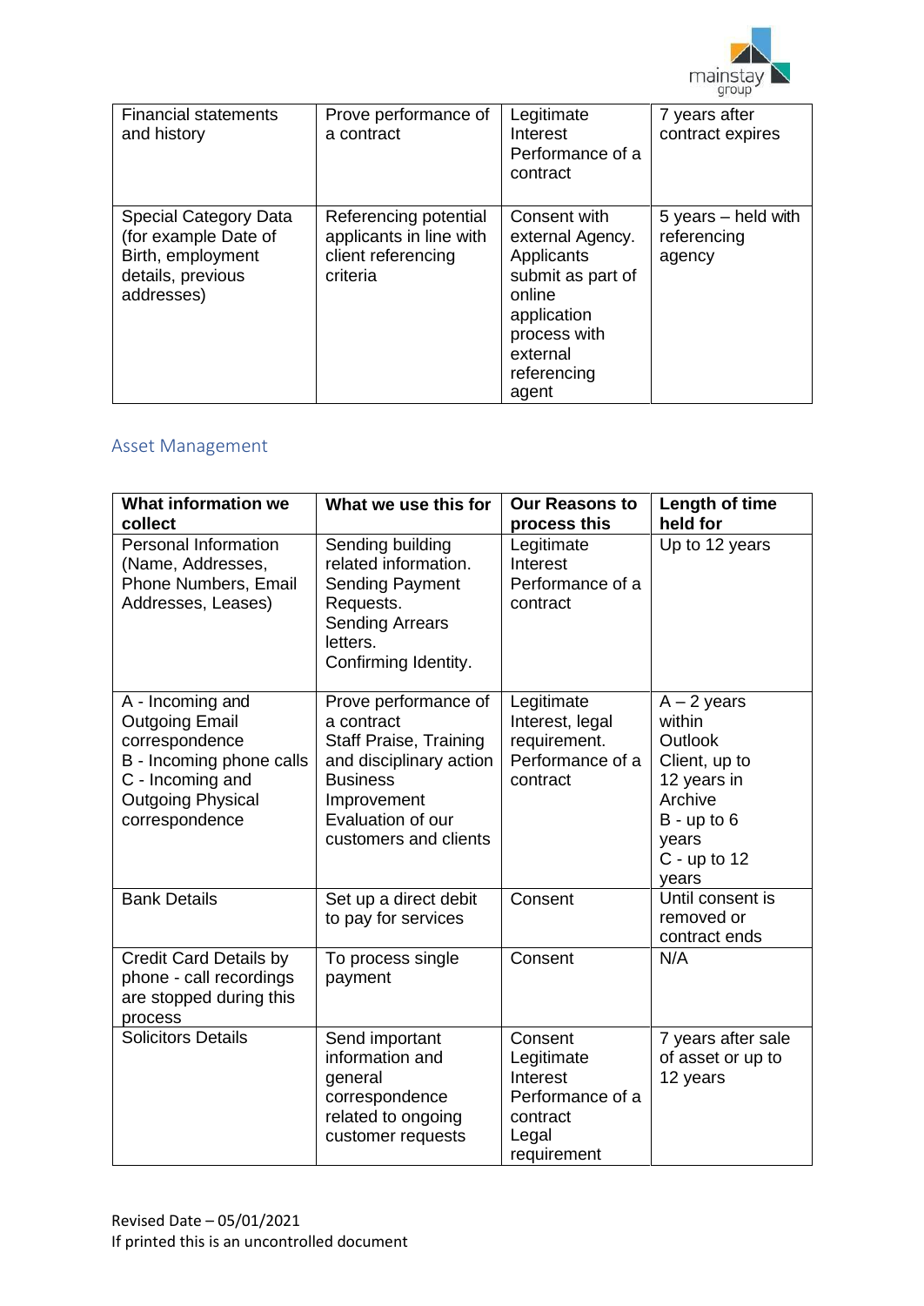| Financial statements and history | Prove performance of a contract | Legitimate Interest Performance of a contract | 7 years after contract expires |
| --- | --- | --- | --- |
| Special Category Data (for example Date of Birth, employment details, previous addresses) | Referencing potential applicants in line with client referencing criteria | Consent with external Agency. Applicants submit as part of online application process with external referencing agent | 5 years – held with referencing agency |

## Asset Management

| What information we collect | What we use this for | Our Reasons to process this | Length of time held for |
| --- | --- | --- | --- |
| Personal Information (Name, Addresses, Phone Numbers, Email Addresses, Leases) | Sending building related information. Sending Payment Requests. Sending Arrears letters. Confirming Identity. | Legitimate Interest Performance of a contract | Up to 12 years |
| A - Incoming and Outgoing Email correspondence<br>B - Incoming phone calls<br>C - Incoming and Outgoing Physical correspondence | Prove performance of a contract<br>Staff Praise, Training and disciplinary action<br>Business Improvement<br>Evaluation of our customers and clients | Legitimate Interest, legal requirement. Performance of a contract | A – 2 years within Outlook Client, up to 12 years in Archive<br>B - up to 6 years<br>C - up to 12 years |
| Bank Details | Set up a direct debit to pay for services | Consent | Until consent is removed or contract ends |
| Credit Card Details by phone - call recordings are stopped during this process | To process single payment | Consent | N/A |
| Solicitors Details | Send important information and general correspondence related to ongoing customer requests | Consent<br>Legitimate Interest<br>Performance of a contract<br>Legal requirement | 7 years after sale of asset or up to 12 years |

Revised Date – 05/01/2021
If printed this is an uncontrolled document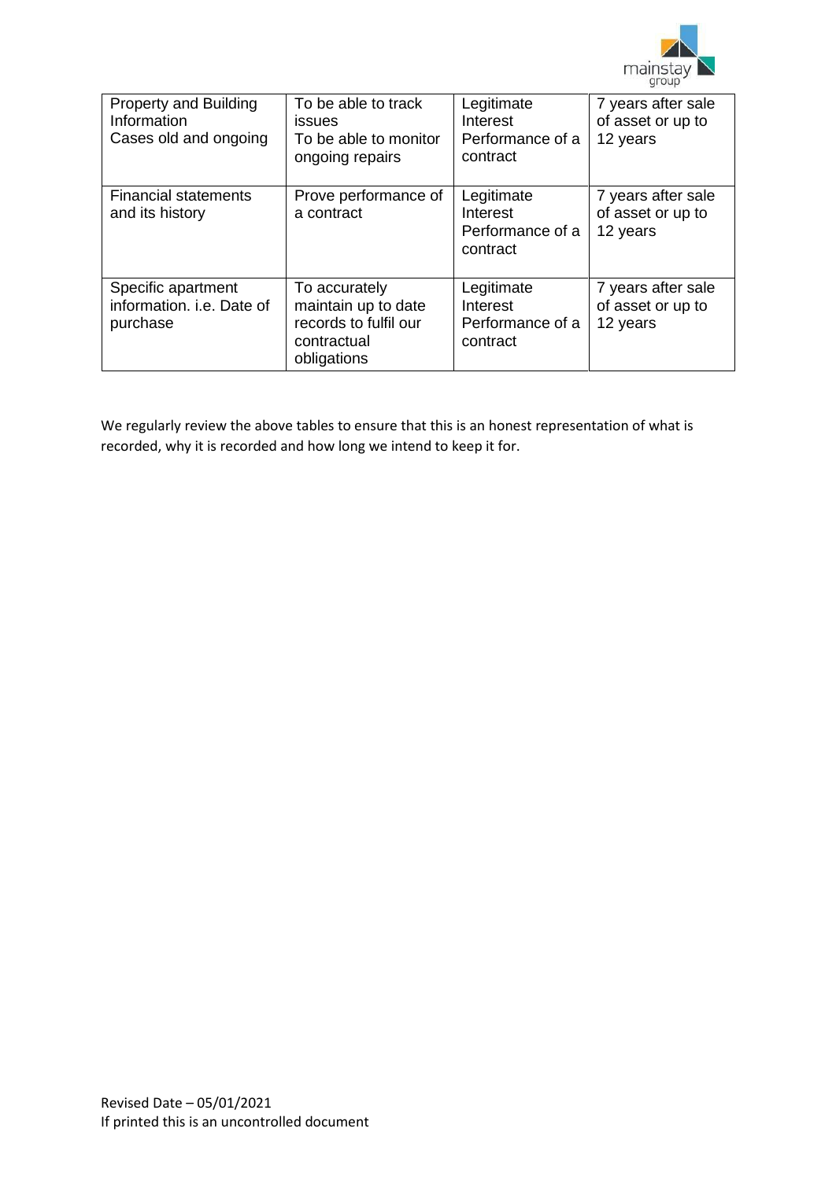| Property and Building Information Cases old and ongoing | To be able to track issues To be able to monitor ongoing repairs | Legitimate Interest Performance of a contract | 7 years after sale of asset or up to 12 years |
| --- | --- | --- | --- |
| Financial statements and its history | Prove performance of a contract | Legitimate Interest Performance of a contract | 7 years after sale of asset or up to 12 years |
| Specific apartment information. i.e. Date of purchase | To accurately maintain up to date records to fulfil our contractual obligations | Legitimate Interest Performance of a contract | 7 years after sale of asset or up to 12 years |

We regularly review the above tables to ensure that this is an honest representation of what is recorded, why it is recorded and how long we intend to keep it for.

Revised Date – 05/01/2021
If printed this is an uncontrolled document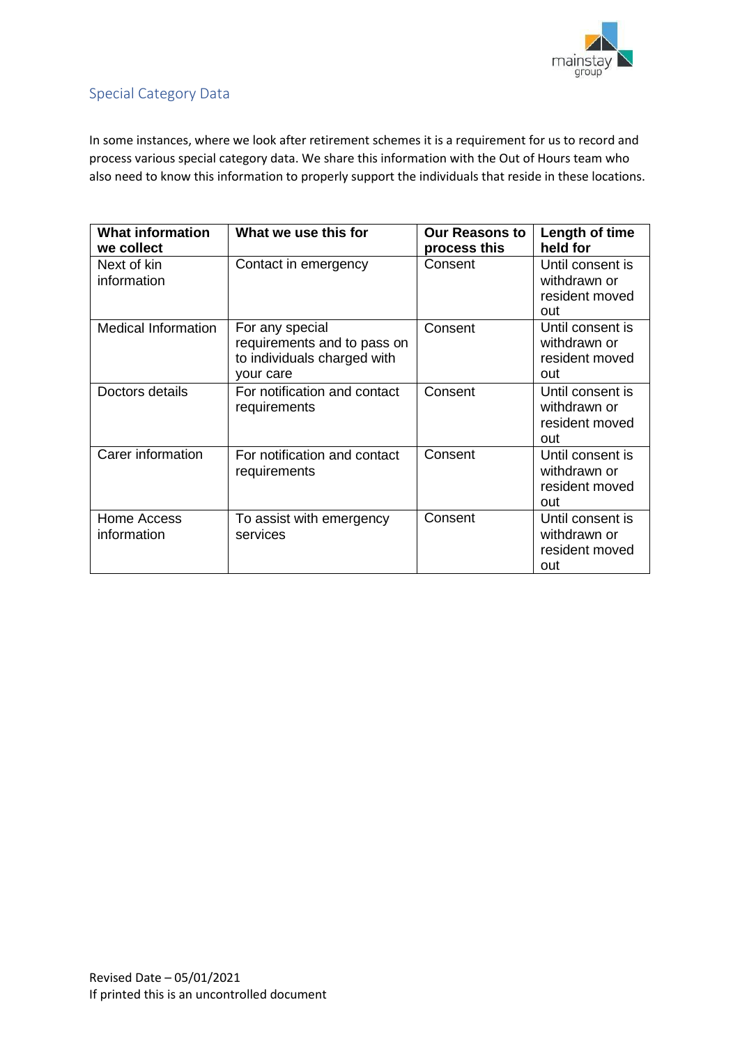## Special Category Data

In some instances, where we look after retirement schemes it is a requirement for us to record and process various special category data. We share this information with the Out of Hours team who also need to know this information to properly support the individuals that reside in these locations.

| What information we collect | What we use this for | Our Reasons to process this | Length of time held for |
|---|---|---|---|
| Next of kin information | Contact in emergency | Consent | Until consent is withdrawn or resident moved out |
| Medical Information | For any special requirements and to pass on to individuals charged with your care | Consent | Until consent is withdrawn or resident moved out |
| Doctors details | For notification and contact requirements | Consent | Until consent is withdrawn or resident moved out |
| Carer information | For notification and contact requirements | Consent | Until consent is withdrawn or resident moved out |
| Home Access information | To assist with emergency services | Consent | Until consent is withdrawn or resident moved out |

Revised Date – 05/01/2021
If printed this is an uncontrolled document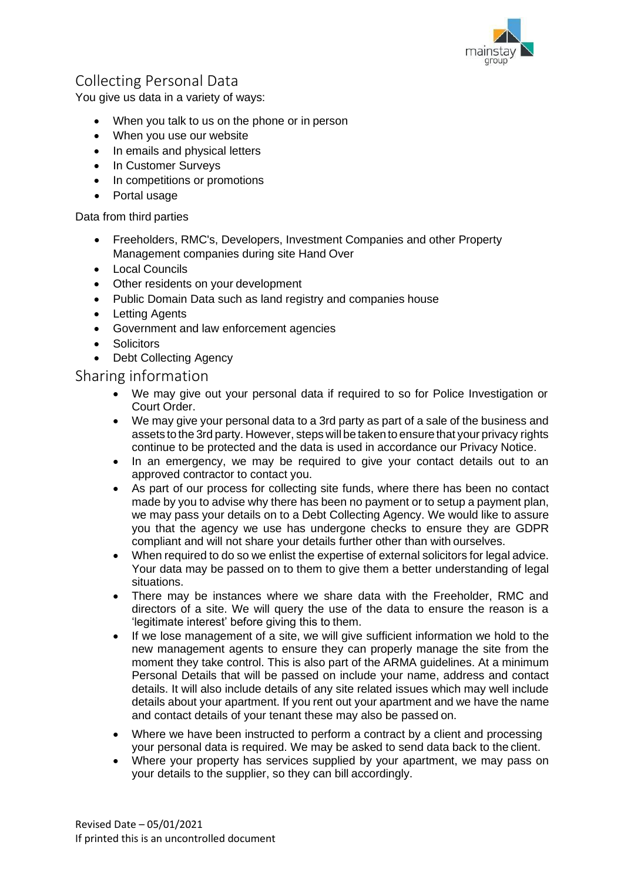## Collecting Personal Data

You give us data in a variety of ways:

- When you talk to us on the phone or in person
- When you use our website
- In emails and physical letters
- In Customer Surveys
- In competitions or promotions
- Portal usage

Data from third parties

- Freeholders, RMC's, Developers, Investment Companies and other Property Management companies during site Hand Over
- Local Councils
- Other residents on your development
- Public Domain Data such as land registry and companies house
- Letting Agents
- Government and law enforcement agencies
- Solicitors
- Debt Collecting Agency

## Sharing information

- We may give out your personal data if required to so for Police Investigation or Court Order.
- We may give your personal data to a 3rd party as part of a sale of the business and assets to the 3rd party. However, steps will be taken to ensure that your privacy rights continue to be protected and the data is used in accordance our Privacy Notice.
- In an emergency, we may be required to give your contact details out to an approved contractor to contact you.
- As part of our process for collecting site funds, where there has been no contact made by you to advise why there has been no payment or to setup a payment plan, we may pass your details on to a Debt Collecting Agency. We would like to assure you that the agency we use has undergone checks to ensure they are GDPR compliant and will not share your details further other than with ourselves.
- When required to do so we enlist the expertise of external solicitors for legal advice. Your data may be passed on to them to give them a better understanding of legal situations.
- There may be instances where we share data with the Freeholder, RMC and directors of a site. We will query the use of the data to ensure the reason is a 'legitimate interest' before giving this to them.
- If we lose management of a site, we will give sufficient information we hold to the new management agents to ensure they can properly manage the site from the moment they take control. This is also part of the ARMA guidelines. At a minimum Personal Details that will be passed on include your name, address and contact details. It will also include details of any site related issues which may well include details about your apartment. If you rent out your apartment and we have the name and contact details of your tenant these may also be passed on.
- Where we have been instructed to perform a contract by a client and processing your personal data is required. We may be asked to send data back to the client.
- Where your property has services supplied by your apartment, we may pass on your details to the supplier, so they can bill accordingly.

Revised Date – 05/01/2021
If printed this is an uncontrolled document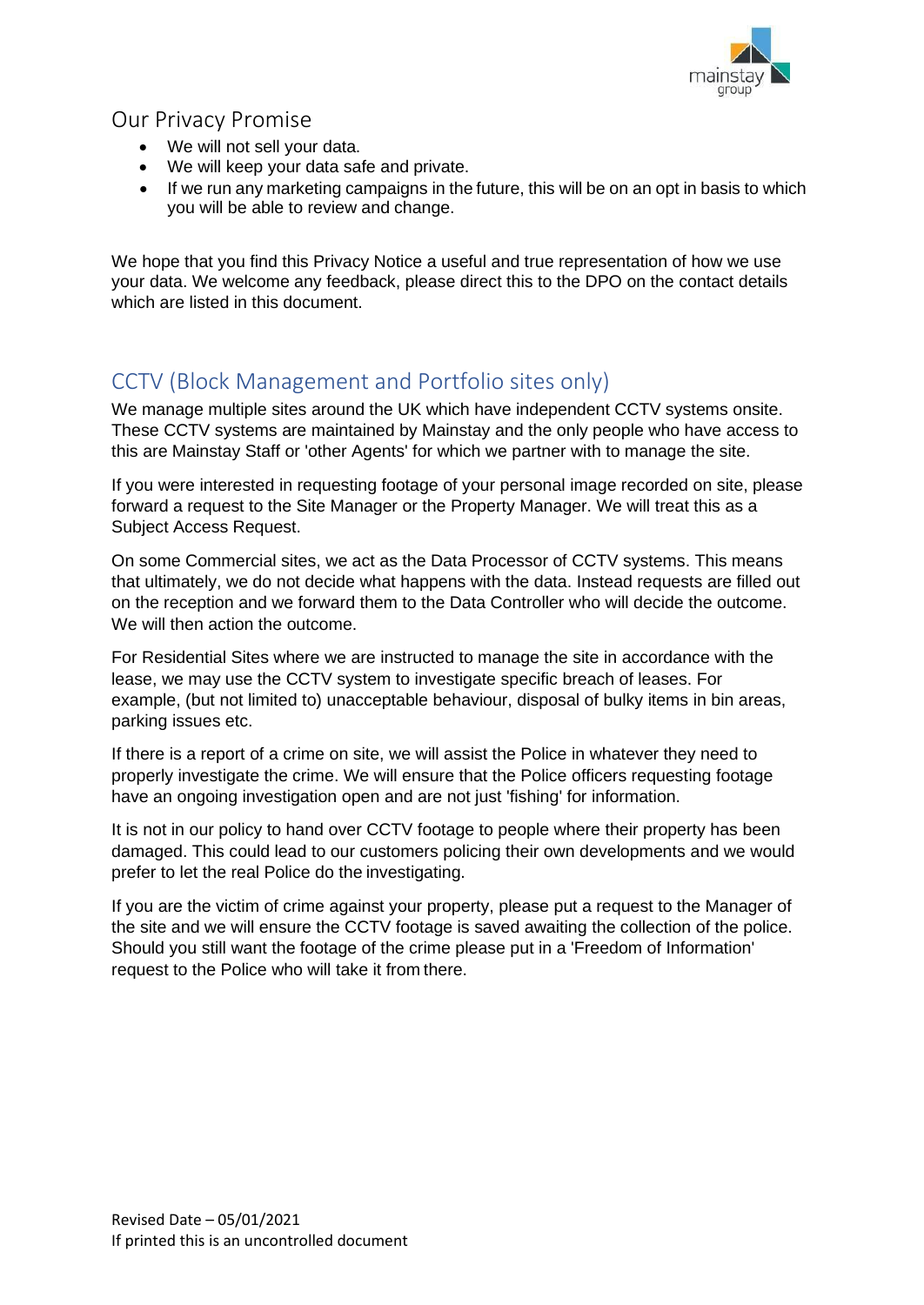## Our Privacy Promise

- We will not sell your data.
- We will keep your data safe and private.
- If we run any marketing campaigns in the future, this will be on an opt in basis to which you will be able to review and change.

We hope that you find this Privacy Notice a useful and true representation of how we use your data. We welcome any feedback, please direct this to the DPO on the contact details which are listed in this document.

## CCTV (Block Management and Portfolio sites only)

We manage multiple sites around the UK which have independent CCTV systems onsite. These CCTV systems are maintained by Mainstay and the only people who have access to this are Mainstay Staff or 'other Agents' for which we partner with to manage the site.

If you were interested in requesting footage of your personal image recorded on site, please forward a request to the Site Manager or the Property Manager. We will treat this as a Subject Access Request.

On some Commercial sites, we act as the Data Processor of CCTV systems. This means that ultimately, we do not decide what happens with the data. Instead requests are filled out on the reception and we forward them to the Data Controller who will decide the outcome. We will then action the outcome.

For Residential Sites where we are instructed to manage the site in accordance with the lease, we may use the CCTV system to investigate specific breach of leases. For example, (but not limited to) unacceptable behaviour, disposal of bulky items in bin areas, parking issues etc.

If there is a report of a crime on site, we will assist the Police in whatever they need to properly investigate the crime. We will ensure that the Police officers requesting footage have an ongoing investigation open and are not just 'fishing' for information.

It is not in our policy to hand over CCTV footage to people where their property has been damaged. This could lead to our customers policing their own developments and we would prefer to let the real Police do the investigating.

If you are the victim of crime against your property, please put a request to the Manager of the site and we will ensure the CCTV footage is saved awaiting the collection of the police. Should you still want the footage of the crime please put in a 'Freedom of Information' request to the Police who will take it from there.